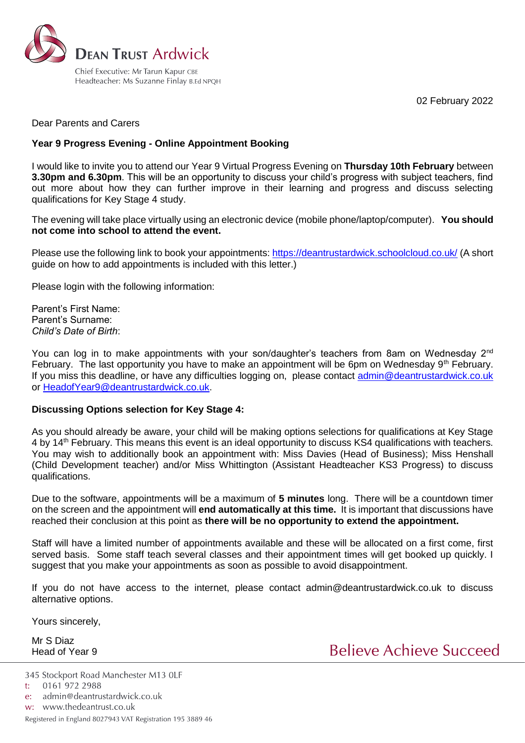**DEAN TRUST Ardwick**

Chief Executive: Mr Tarun Kapur CBE
Headteacher: Ms Suzanne Finlay B.Ed NPQH

02 February 2022

Dear Parents and Carers

**Year 9 Progress Evening - Online Appointment Booking**

I would like to invite you to attend our Year 9 Virtual Progress Evening on **Thursday 10th February** between **3.30pm and 6.30pm**. This will be an opportunity to discuss your child's progress with subject teachers, find out more about how they can further improve in their learning and progress and discuss selecting qualifications for Key Stage 4 study.

The evening will take place virtually using an electronic device (mobile phone/laptop/computer). **You should not come into school to attend the event.**

Please use the following link to book your appointments: https://deantrustardwick.schoolcloud.co.uk/ (A short guide on how to add appointments is included with this letter.)

Please login with the following information:

Parent's First Name:
Parent's Surname:
*Child's Date of Birth*:

You can log in to make appointments with your son/daughter's teachers from 8am on Wednesday 2nd February. The last opportunity you have to make an appointment will be 6pm on Wednesday 9th February. If you miss this deadline, or have any difficulties logging on, please contact admin@deantrustardwick.co.uk or HeadofYear9@deantrustardwick.co.uk.

**Discussing Options selection for Key Stage 4:**

As you should already be aware, your child will be making options selections for qualifications at Key Stage 4 by 14th February. This means this event is an ideal opportunity to discuss KS4 qualifications with teachers. You may wish to additionally book an appointment with: Miss Davies (Head of Business); Miss Henshall (Child Development teacher) and/or Miss Whittington (Assistant Headteacher KS3 Progress) to discuss qualifications.

Due to the software, appointments will be a maximum of **5 minutes** long. There will be a countdown timer on the screen and the appointment will **end automatically at this time.** It is important that discussions have reached their conclusion at this point as **there will be no opportunity to extend the appointment.**

Staff will have a limited number of appointments available and these will be allocated on a first come, first served basis. Some staff teach several classes and their appointment times will get booked up quickly. I suggest that you make your appointments as soon as possible to avoid disappointment.

If you do not have access to the internet, please contact admin@deantrustardwick.co.uk to discuss alternative options.

Yours sincerely,

Mr S Diaz
Head of Year 9

Believe Achieve Succeed

345 Stockport Road Manchester M13 0LF
t: 0161 972 2988
e: admin@deantrustardwick.co.uk
w: www.thedeantrust.co.uk
Registered in England 8027943 VAT Registration 195 3889 46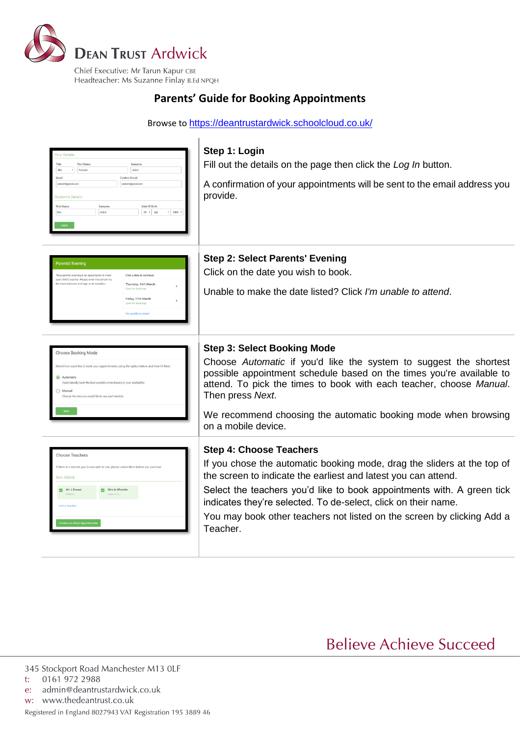**Dean Trust Ardwick**

Chief Executive: Mr Tarun Kapur CBE
Headteacher: Ms Suzanne Finlay B.Ed NPQH

## Parents' Guide for Booking Appointments

Browse to https://deantrustardwick.schoolcloud.co.uk/

### Step 1: Login

Fill out the details on the page then click the *Log In* button.

A confirmation of your appointments will be sent to the email address you provide.

### Step 2: Select Parents' Evening

Click on the date you wish to book.

Unable to make the date listed? Click *I'm unable to attend*.

### Step 3: Select Booking Mode

Choose *Automatic* if you'd like the system to suggest the shortest possible appointment schedule based on the times you're available to attend. To pick the times to book with each teacher, choose *Manual*. Then press *Next*.

We recommend choosing the automatic booking mode when browsing on a mobile device.

### Step 4: Choose Teachers

If you chose the automatic booking mode, drag the sliders at the top of the screen to indicate the earliest and latest you can attend.

Select the teachers you'd like to book appointments with. A green tick indicates they're selected. To de-select, click on their name.

You may book other teachers not listed on the screen by clicking Add a Teacher.

Believe Achieve Succeed

345 Stockport Road Manchester M13 0LF
t: 0161 972 2988
e: admin@deantrustardwick.co.uk
w: www.thedeantrust.co.uk
Registered in England 8027943 VAT Registration 195 3889 46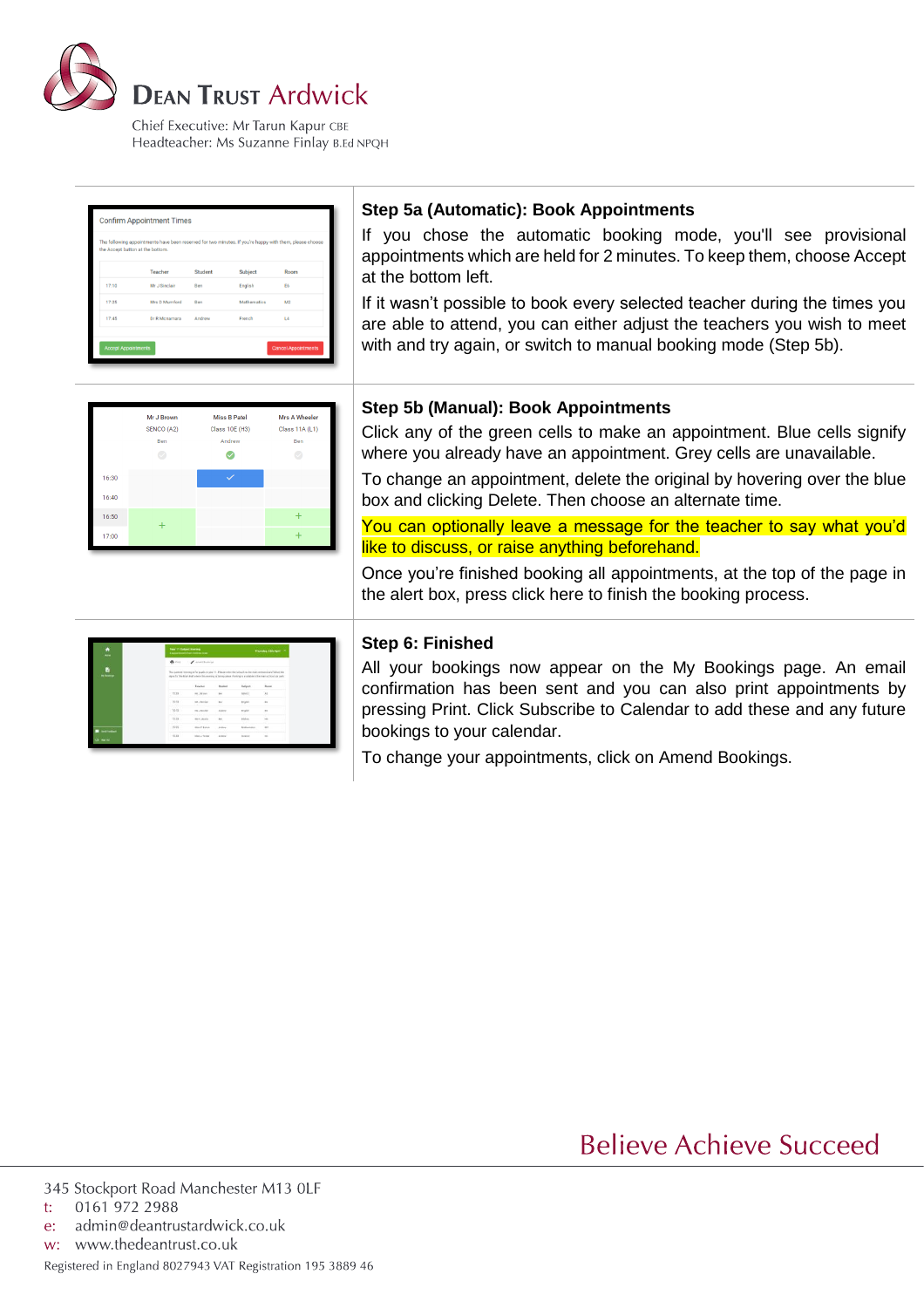### Step 5a (Automatic): Book Appointments

If you chose the automatic booking mode, you'll see provisional appointments which are held for 2 minutes. To keep them, choose Accept at the bottom left.

If it wasn't possible to book every selected teacher during the times you are able to attend, you can either adjust the teachers you wish to meet with and try again, or switch to manual booking mode (Step 5b).

### Step 5b (Manual): Book Appointments

Click any of the green cells to make an appointment. Blue cells signify where you already have an appointment. Grey cells are unavailable.

To change an appointment, delete the original by hovering over the blue box and clicking Delete. Then choose an alternate time.

You can optionally leave a message for the teacher to say what you'd like to discuss, or raise anything beforehand.

Once you're finished booking all appointments, at the top of the page in the alert box, press click here to finish the booking process.

### Step 6: Finished

All your bookings now appear on the My Bookings page. An email confirmation has been sent and you can also print appointments by pressing Print. Click Subscribe to Calendar to add these and any future bookings to your calendar.

To change your appointments, click on Amend Bookings.

Believe Achieve Succeed

345 Stockport Road Manchester M13 0LF
t: 0161 972 2988
e: admin@deantrustardwick.co.uk
w: www.thedeantrust.co.uk

Registered in England 8027943 VAT Registration 195 3889 46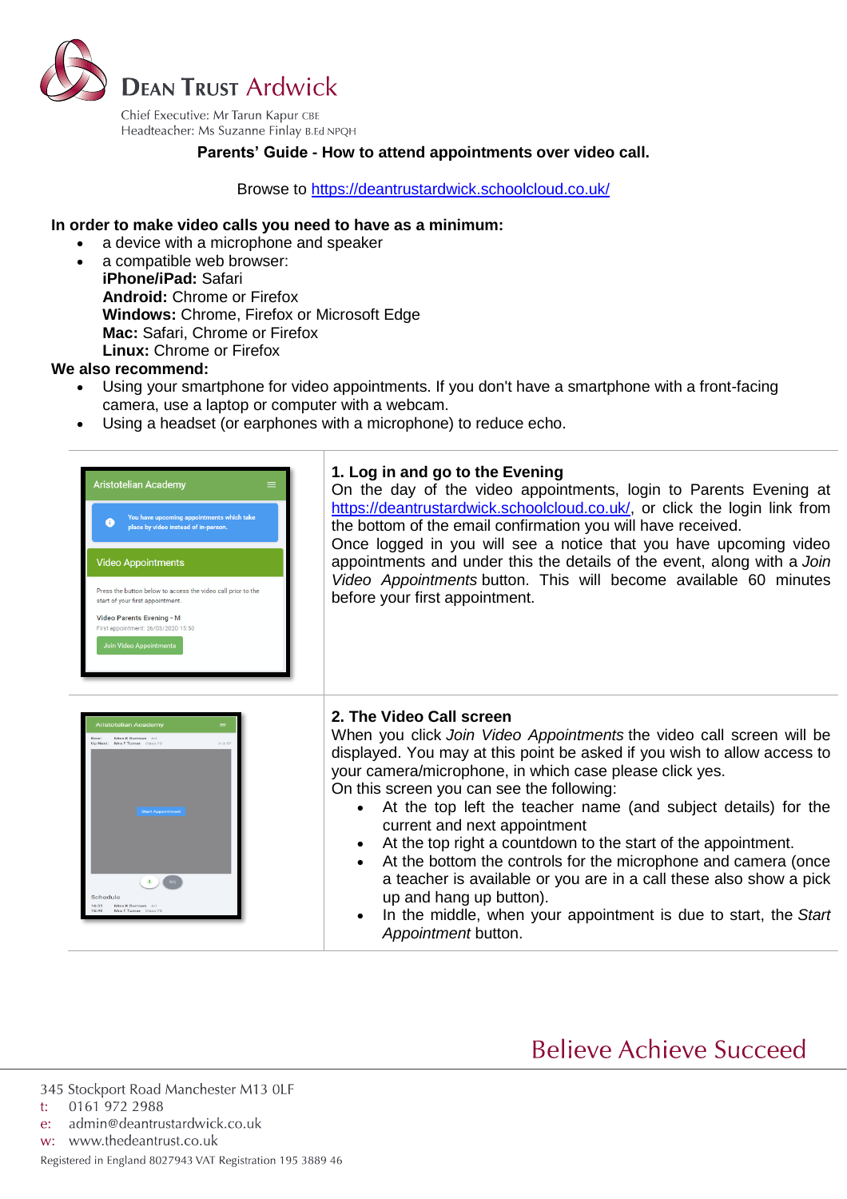# DEAN TRUST Ardwick

Chief Executive: Mr Tarun Kapur CBE
Headteacher: Ms Suzanne Finlay B.Ed NPQH

**Parents' Guide - How to attend appointments over video call.**

Browse to https://deantrustardwick.schoolcloud.co.uk/

**In order to make video calls you need to have as a minimum:**

- a device with a microphone and speaker
- a compatible web browser:
  **iPhone/iPad:** Safari
  **Android:** Chrome or Firefox
  **Windows:** Chrome, Firefox or Microsoft Edge
  **Mac:** Safari, Chrome or Firefox
  **Linux:** Chrome or Firefox

**We also recommend:**

- Using your smartphone for video appointments. If you don't have a smartphone with a front-facing camera, use a laptop or computer with a webcam.
- Using a headset (or earphones with a microphone) to reduce echo.

### 1. Log in and go to the Evening

On the day of the video appointments, login to Parents Evening at https://deantrustardwick.schoolcloud.co.uk/, or click the login link from the bottom of the email confirmation you will have received.

Once logged in you will see a notice that you have upcoming video appointments and under this the details of the event, along with a *Join Video Appointments* button. This will become available 60 minutes before your first appointment.

### 2. The Video Call screen

When you click *Join Video Appointments* the video call screen will be displayed. You may at this point be asked if you wish to allow access to your camera/microphone, in which case please click yes.

On this screen you can see the following:

- At the top left the teacher name (and subject details) for the current and next appointment
- At the top right a countdown to the start of the appointment.
- At the bottom the controls for the microphone and camera (once a teacher is available or you are in a call these also show a pick up and hang up button).
- In the middle, when your appointment is due to start, the *Start Appointment* button.

Believe Achieve Succeed

345 Stockport Road Manchester M13 0LF
t: 0161 972 2988
e: admin@deantrustardwick.co.uk
w: www.thedeantrust.co.uk
Registered in England 8027943 VAT Registration 195 3889 46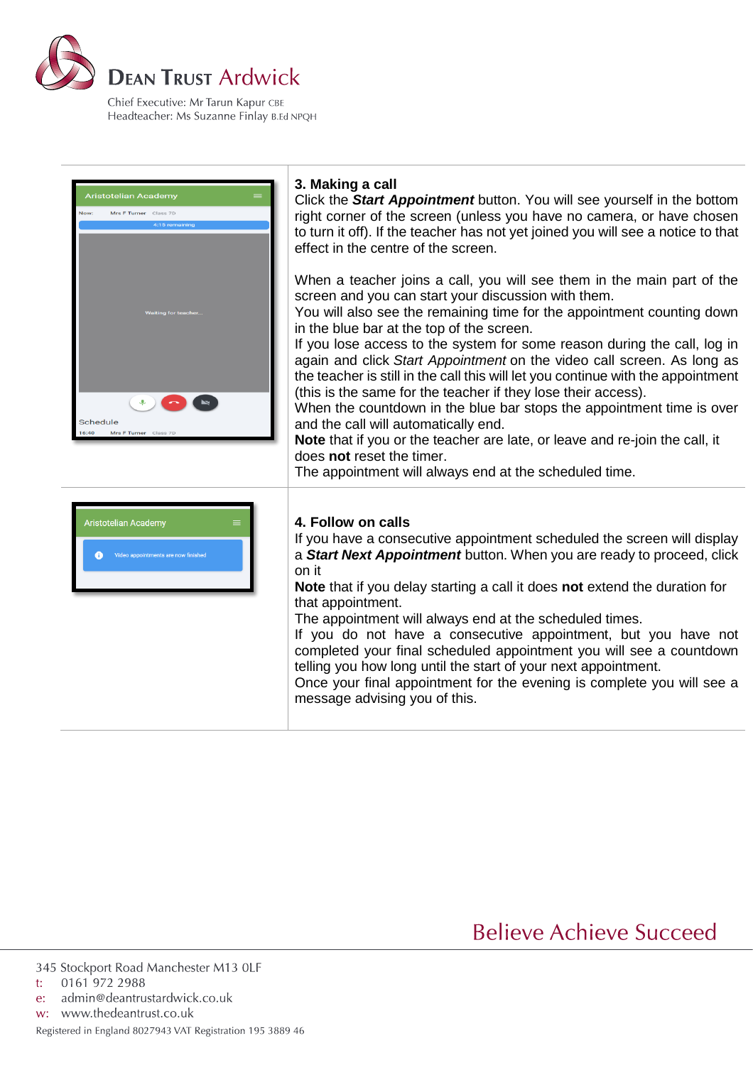# Dean Trust Ardwick

Chief Executive: Mr Tarun Kapur CBE
Headteacher: Ms Suzanne Finlay B.Ed NPQH

### 3. Making a call

Click the ***Start Appointment*** button. You will see yourself in the bottom right corner of the screen (unless you have no camera, or have chosen to turn it off). If the teacher has not yet joined you will see a notice to that effect in the centre of the screen.

When a teacher joins a call, you will see them in the main part of the screen and you can start your discussion with them.
You will also see the remaining time for the appointment counting down in the blue bar at the top of the screen.
If you lose access to the system for some reason during the call, log in again and click *Start Appointment* on the video call screen. As long as the teacher is still in the call this will let you continue with the appointment (this is the same for the teacher if they lose their access).
When the countdown in the blue bar stops the appointment time is over and the call will automatically end.
**Note** that if you or the teacher are late, or leave and re-join the call, it does **not** reset the timer.
The appointment will always end at the scheduled time.

### 4. Follow on calls

If you have a consecutive appointment scheduled the screen will display a ***Start Next Appointment*** button. When you are ready to proceed, click on it
**Note** that if you delay starting a call it does **not** extend the duration for that appointment.
The appointment will always end at the scheduled times.
If you do not have a consecutive appointment, but you have not completed your final scheduled appointment you will see a countdown telling you how long until the start of your next appointment.
Once your final appointment for the evening is complete you will see a message advising you of this.

Believe Achieve Succeed

345 Stockport Road Manchester M13 0LF
t: 0161 972 2988
e: admin@deantrustardwick.co.uk
w: www.thedeantrust.co.uk
Registered in England 8027943 VAT Registration 195 3889 46